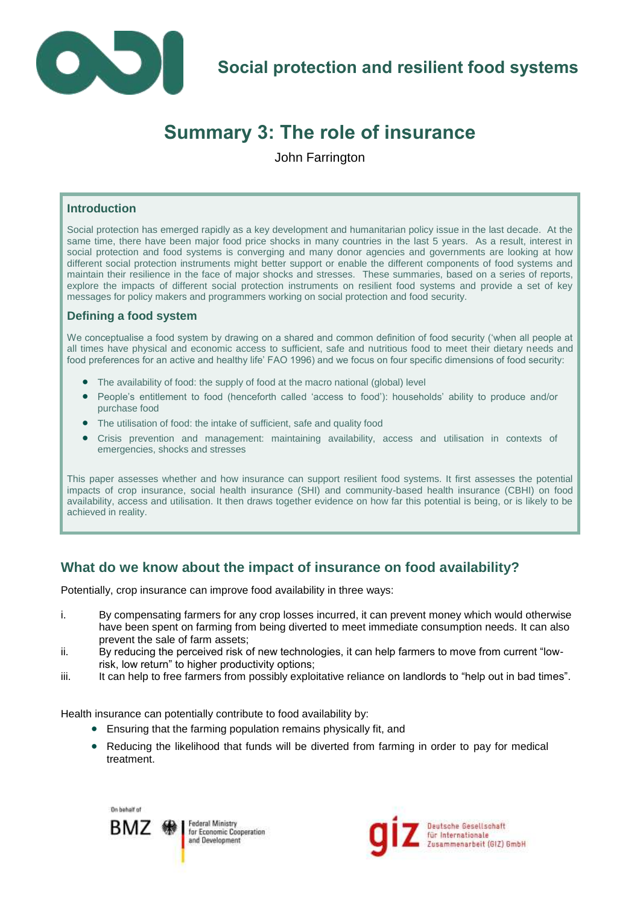Social protection and resilient food systems

# Summary 3: The role of insurance

John Farrington

### Introduction

Social protection has emerged rapidly as a key development and humanitarian policy issue in the last decade. At the same time, there have been major food price shocks in many countries in the last 5 years. As a result, interest in social protection and food systems is converging and many donor agencies and governments are looking at how different social protection instruments might better support or enable the different components of food systems and maintain their resilience in the face of major shocks and stresses. These summaries, based on a series of reports, explore the impacts of different social protection instruments on resilient food systems and provide a set of key messages for policy makers and programmers working on social protection and food security.

### Defining a food system

We conceptualise a food system by drawing on a shared and common definition of food security ('when all people at all times have physical and economic access to sufficient, safe and nutritious food to meet their dietary needs and food preferences for an active and healthy life' FAO 1996) and we focus on four specific dimensions of food security:

- The availability of food: the supply of food at the macro national (global) level
- People's entitlement to food (henceforth called 'access to food'): households' ability to produce and/or purchase food
- The utilisation of food: the intake of sufficient, safe and quality food
- Crisis prevention and management: maintaining availability, access and utilisation in contexts of emergencies, shocks and stresses

This paper assesses whether and how insurance can support resilient food systems. It first assesses the potential impacts of crop insurance, social health insurance (SHI) and community-based health insurance (CBHI) on food availability, access and utilisation. It then draws together evidence on how far this potential is being, or is likely to be achieved in reality.

## What do we know about the impact of insurance on food availability?

Potentially, crop insurance can improve food availability in three ways:

i. By compensating farmers for any crop losses incurred, it can prevent money which would otherwise have been spent on farming from being diverted to meet immediate consumption needs. It can also prevent the sale of farm assets;
ii. By reducing the perceived risk of new technologies, it can help farmers to move from current "low-risk, low return" to higher productivity options;
iii. It can help to free farmers from possibly exploitative reliance on landlords to "help out in bad times".

Health insurance can potentially contribute to food availability by:

- Ensuring that the farming population remains physically fit, and
- Reducing the likelihood that funds will be diverted from farming in order to pay for medical treatment.

On behalf of BMZ Federal Ministry for Economic Cooperation and Development

giz Deutsche Gesellschaft für Internationale Zusammenarbeit (GIZ) GmbH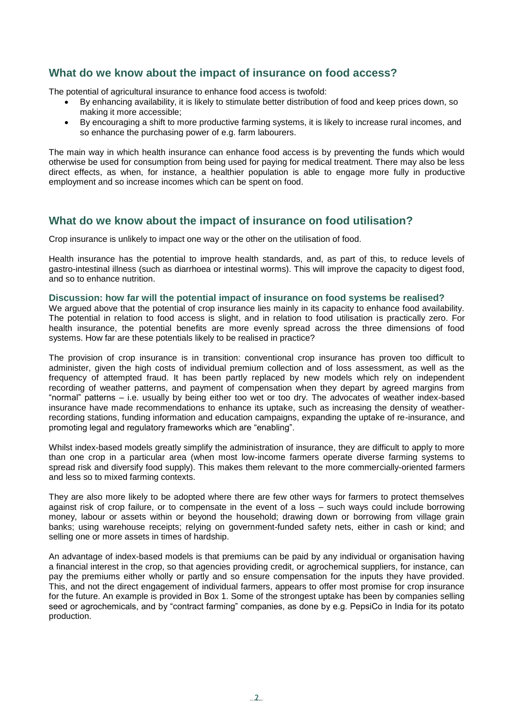## What do we know about the impact of insurance on food access?

The potential of agricultural insurance to enhance food access is twofold:

- By enhancing availability, it is likely to stimulate better distribution of food and keep prices down, so making it more accessible;
- By encouraging a shift to more productive farming systems, it is likely to increase rural incomes, and so enhance the purchasing power of e.g. farm labourers.

The main way in which health insurance can enhance food access is by preventing the funds which would otherwise be used for consumption from being used for paying for medical treatment. There may also be less direct effects, as when, for instance, a healthier population is able to engage more fully in productive employment and so increase incomes which can be spent on food.

## What do we know about the impact of insurance on food utilisation?

Crop insurance is unlikely to impact one way or the other on the utilisation of food.

Health insurance has the potential to improve health standards, and, as part of this, to reduce levels of gastro-intestinal illness (such as diarrhoea or intestinal worms). This will improve the capacity to digest food, and so to enhance nutrition.

### Discussion: how far will the potential impact of insurance on food systems be realised?

We argued above that the potential of crop insurance lies mainly in its capacity to enhance food availability. The potential in relation to food access is slight, and in relation to food utilisation is practically zero. For health insurance, the potential benefits are more evenly spread across the three dimensions of food systems. How far are these potentials likely to be realised in practice?

The provision of crop insurance is in transition: conventional crop insurance has proven too difficult to administer, given the high costs of individual premium collection and of loss assessment, as well as the frequency of attempted fraud. It has been partly replaced by new models which rely on independent recording of weather patterns, and payment of compensation when they depart by agreed margins from "normal" patterns – i.e. usually by being either too wet or too dry. The advocates of weather index-based insurance have made recommendations to enhance its uptake, such as increasing the density of weather-recording stations, funding information and education campaigns, expanding the uptake of re-insurance, and promoting legal and regulatory frameworks which are "enabling".

Whilst index-based models greatly simplify the administration of insurance, they are difficult to apply to more than one crop in a particular area (when most low-income farmers operate diverse farming systems to spread risk and diversify food supply). This makes them relevant to the more commercially-oriented farmers and less so to mixed farming contexts.

They are also more likely to be adopted where there are few other ways for farmers to protect themselves against risk of crop failure, or to compensate in the event of a loss – such ways could include borrowing money, labour or assets within or beyond the household; drawing down or borrowing from village grain banks; using warehouse receipts; relying on government-funded safety nets, either in cash or kind; and selling one or more assets in times of hardship.

An advantage of index-based models is that premiums can be paid by any individual or organisation having a financial interest in the crop, so that agencies providing credit, or agrochemical suppliers, for instance, can pay the premiums either wholly or partly and so ensure compensation for the inputs they have provided. This, and not the direct engagement of individual farmers, appears to offer most promise for crop insurance for the future. An example is provided in Box 1. Some of the strongest uptake has been by companies selling seed or agrochemicals, and by "contract farming" companies, as done by e.g. PepsiCo in India for its potato production.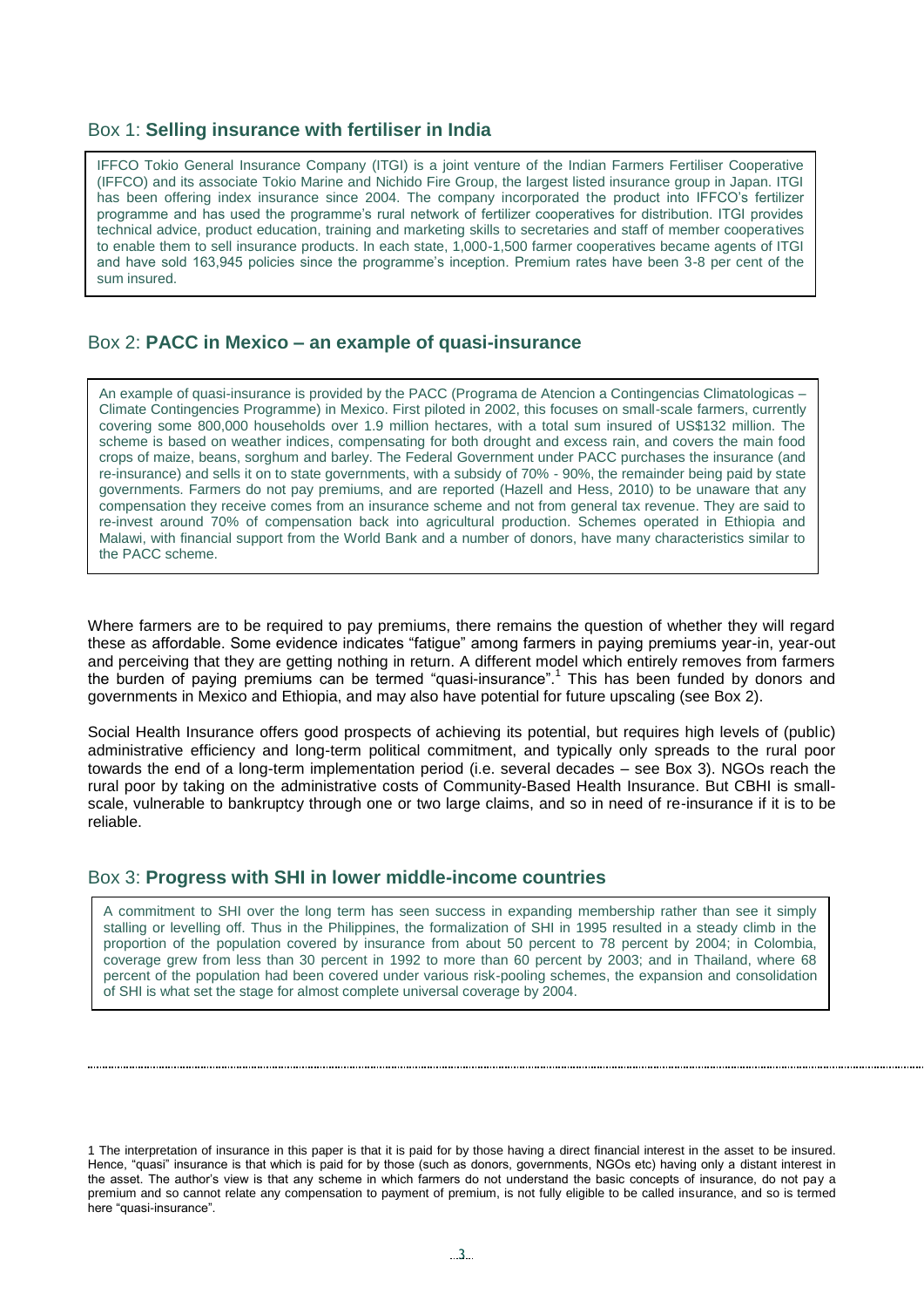### Box 1: **Selling insurance with fertiliser in India**

IFFCO Tokio General Insurance Company (ITGI) is a joint venture of the Indian Farmers Fertiliser Cooperative (IFFCO) and its associate Tokio Marine and Nichido Fire Group, the largest listed insurance group in Japan. ITGI has been offering index insurance since 2004. The company incorporated the product into IFFCO's fertilizer programme and has used the programme's rural network of fertilizer cooperatives for distribution. ITGI provides technical advice, product education, training and marketing skills to secretaries and staff of member cooperatives to enable them to sell insurance products. In each state, 1,000-1,500 farmer cooperatives became agents of ITGI and have sold 163,945 policies since the programme's inception. Premium rates have been 3-8 per cent of the sum insured.

### Box 2: **PACC in Mexico – an example of quasi-insurance**

An example of quasi-insurance is provided by the PACC (Programa de Atencion a Contingencias Climatologicas – Climate Contingencies Programme) in Mexico. First piloted in 2002, this focuses on small-scale farmers, currently covering some 800,000 households over 1.9 million hectares, with a total sum insured of US$132 million. The scheme is based on weather indices, compensating for both drought and excess rain, and covers the main food crops of maize, beans, sorghum and barley. The Federal Government under PACC purchases the insurance (and re-insurance) and sells it on to state governments, with a subsidy of 70% - 90%, the remainder being paid by state governments. Farmers do not pay premiums, and are reported (Hazell and Hess, 2010) to be unaware that any compensation they receive comes from an insurance scheme and not from general tax revenue. They are said to re-invest around 70% of compensation back into agricultural production. Schemes operated in Ethiopia and Malawi, with financial support from the World Bank and a number of donors, have many characteristics similar to the PACC scheme.

Where farmers are to be required to pay premiums, there remains the question of whether they will regard these as affordable. Some evidence indicates "fatigue" among farmers in paying premiums year-in, year-out and perceiving that they are getting nothing in return. A different model which entirely removes from farmers the burden of paying premiums can be termed "quasi-insurance".[1] This has been funded by donors and governments in Mexico and Ethiopia, and may also have potential for future upscaling (see Box 2).

Social Health Insurance offers good prospects of achieving its potential, but requires high levels of (public) administrative efficiency and long-term political commitment, and typically only spreads to the rural poor towards the end of a long-term implementation period (i.e. several decades – see Box 3). NGOs reach the rural poor by taking on the administrative costs of Community-Based Health Insurance. But CBHI is small-scale, vulnerable to bankruptcy through one or two large claims, and so in need of re-insurance if it is to be reliable.

### Box 3: **Progress with SHI in lower middle-income countries**

A commitment to SHI over the long term has seen success in expanding membership rather than see it simply stalling or levelling off. Thus in the Philippines, the formalization of SHI in 1995 resulted in a steady climb in the proportion of the population covered by insurance from about 50 percent to 78 percent by 2004; in Colombia, coverage grew from less than 30 percent in 1992 to more than 60 percent by 2003; and in Thailand, where 68 percent of the population had been covered under various risk-pooling schemes, the expansion and consolidation of SHI is what set the stage for almost complete universal coverage by 2004.

---

1 The interpretation of insurance in this paper is that it is paid for by those having a direct financial interest in the asset to be insured. Hence, "quasi" insurance is that which is paid for by those (such as donors, governments, NGOs etc) having only a distant interest in the asset. The author's view is that any scheme in which farmers do not understand the basic concepts of insurance, do not pay a premium and so cannot relate any compensation to payment of premium, is not fully eligible to be called insurance, and so is termed here "quasi-insurance".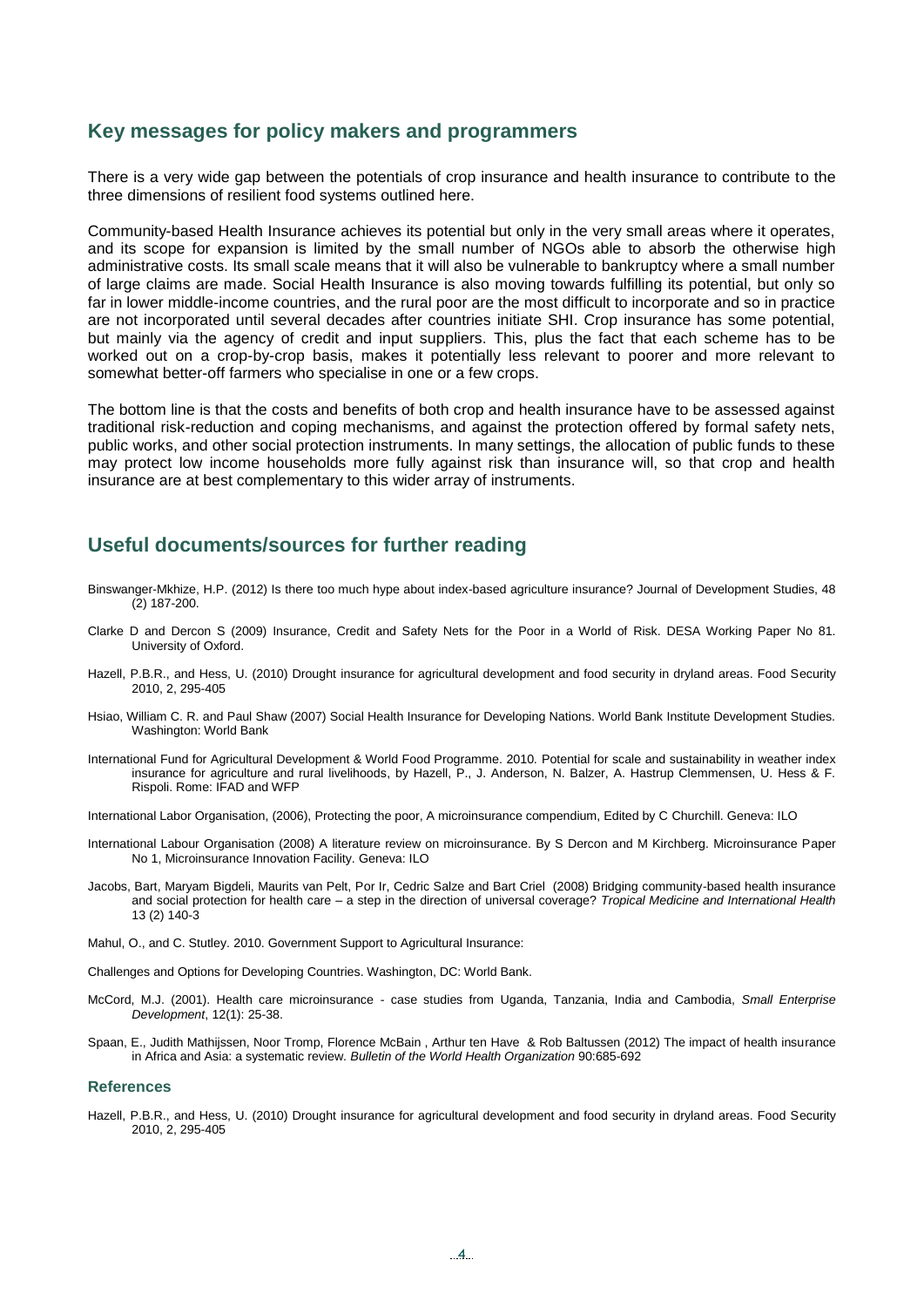## Key messages for policy makers and programmers

There is a very wide gap between the potentials of crop insurance and health insurance to contribute to the three dimensions of resilient food systems outlined here.

Community-based Health Insurance achieves its potential but only in the very small areas where it operates, and its scope for expansion is limited by the small number of NGOs able to absorb the otherwise high administrative costs. Its small scale means that it will also be vulnerable to bankruptcy where a small number of large claims are made. Social Health Insurance is also moving towards fulfilling its potential, but only so far in lower middle-income countries, and the rural poor are the most difficult to incorporate and so in practice are not incorporated until several decades after countries initiate SHI. Crop insurance has some potential, but mainly via the agency of credit and input suppliers. This, plus the fact that each scheme has to be worked out on a crop-by-crop basis, makes it potentially less relevant to poorer and more relevant to somewhat better-off farmers who specialise in one or a few crops.

The bottom line is that the costs and benefits of both crop and health insurance have to be assessed against traditional risk-reduction and coping mechanisms, and against the protection offered by formal safety nets, public works, and other social protection instruments. In many settings, the allocation of public funds to these may protect low income households more fully against risk than insurance will, so that crop and health insurance are at best complementary to this wider array of instruments.

## Useful documents/sources for further reading

Binswanger-Mkhize, H.P. (2012) Is there too much hype about index-based agriculture insurance? Journal of Development Studies, 48 (2) 187-200.

Clarke D and Dercon S (2009) Insurance, Credit and Safety Nets for the Poor in a World of Risk. DESA Working Paper No 81. University of Oxford.

Hazell, P.B.R., and Hess, U. (2010) Drought insurance for agricultural development and food security in dryland areas. Food Security 2010, 2, 295-405

Hsiao, William C. R. and Paul Shaw (2007) Social Health Insurance for Developing Nations. World Bank Institute Development Studies. Washington: World Bank

International Fund for Agricultural Development & World Food Programme. 2010. Potential for scale and sustainability in weather index insurance for agriculture and rural livelihoods, by Hazell, P., J. Anderson, N. Balzer, A. Hastrup Clemmensen, U. Hess & F. Rispoli. Rome: IFAD and WFP

International Labor Organisation, (2006), Protecting the poor, A microinsurance compendium, Edited by C Churchill. Geneva: ILO

International Labour Organisation (2008) A literature review on microinsurance. By S Dercon and M Kirchberg. Microinsurance Paper No 1, Microinsurance Innovation Facility. Geneva: ILO

Jacobs, Bart, Maryam Bigdeli, Maurits van Pelt, Por Ir, Cedric Salze and Bart Criel (2008) Bridging community-based health insurance and social protection for health care – a step in the direction of universal coverage? *Tropical Medicine and International Health* 13 (2) 140-3

Mahul, O., and C. Stutley. 2010. Government Support to Agricultural Insurance:

Challenges and Options for Developing Countries. Washington, DC: World Bank.

McCord, M.J. (2001). Health care microinsurance - case studies from Uganda, Tanzania, India and Cambodia, *Small Enterprise Development*, 12(1): 25-38.

Spaan, E., Judith Mathijssen, Noor Tromp, Florence McBain , Arthur ten Have & Rob Baltussen (2012) The impact of health insurance in Africa and Asia: a systematic review. *Bulletin of the World Health Organization* 90:685-692

### References

Hazell, P.B.R., and Hess, U. (2010) Drought insurance for agricultural development and food security in dryland areas. Food Security 2010, 2, 295-405